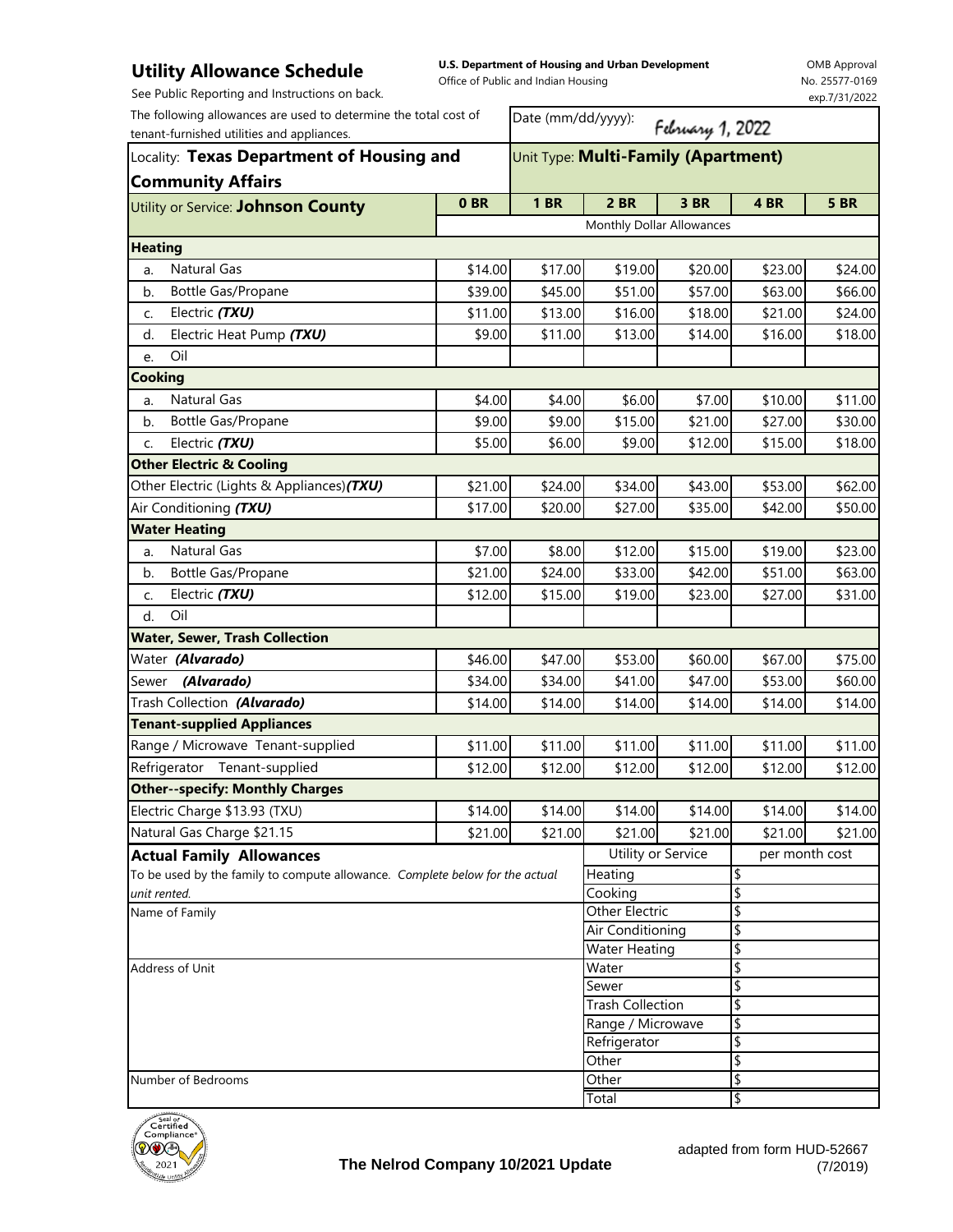# Utility Allowance Schedule

See Public Reporting and Instructions on back.

**U.S. Department of Housing and Urban Development**
Office of Public and Indian Housing

OMB Approval
No. 25577-0169
exp.7/31/2022

The following allowances are used to determine the total cost of tenant-furnished utilities and appliances.

Date (mm/dd/yyyy): February 1, 2022

Locality: **Texas Department of Housing and Community Affairs**

Unit Type: **Multi-Family (Apartment)**

| Utility or Service: **Johnson County** | 0 BR | 1 BR | 2 BR | 3 BR | 4 BR | 5 BR |
|---|---|---|---|---|---|---|
| | Monthly Dollar Allowances | | | | | |
| **Heating** | | | | | | |
| a. Natural Gas | $14.00 | $17.00 | $19.00 | $20.00 | $23.00 | $24.00 |
| b. Bottle Gas/Propane | $39.00 | $45.00 | $51.00 | $57.00 | $63.00 | $66.00 |
| c. Electric *(TXU)* | $11.00 | $13.00 | $16.00 | $18.00 | $21.00 | $24.00 |
| d. Electric Heat Pump *(TXU)* | $9.00 | $11.00 | $13.00 | $14.00 | $16.00 | $18.00 |
| e. Oil | | | | | | |
| **Cooking** | | | | | | |
| a. Natural Gas | $4.00 | $4.00 | $6.00 | $7.00 | $10.00 | $11.00 |
| b. Bottle Gas/Propane | $9.00 | $9.00 | $15.00 | $21.00 | $27.00 | $30.00 |
| c. Electric *(TXU)* | $5.00 | $6.00 | $9.00 | $12.00 | $15.00 | $18.00 |
| **Other Electric & Cooling** | | | | | | |
| Other Electric (Lights & Appliances) *(TXU)* | $21.00 | $24.00 | $34.00 | $43.00 | $53.00 | $62.00 |
| Air Conditioning *(TXU)* | $17.00 | $20.00 | $27.00 | $35.00 | $42.00 | $50.00 |
| **Water Heating** | | | | | | |
| a. Natural Gas | $7.00 | $8.00 | $12.00 | $15.00 | $19.00 | $23.00 |
| b. Bottle Gas/Propane | $21.00 | $24.00 | $33.00 | $42.00 | $51.00 | $63.00 |
| c. Electric *(TXU)* | $12.00 | $15.00 | $19.00 | $23.00 | $27.00 | $31.00 |
| d. Oil | | | | | | |
| **Water, Sewer, Trash Collection** | | | | | | |
| Water *(Alvarado)* | $46.00 | $47.00 | $53.00 | $60.00 | $67.00 | $75.00 |
| Sewer *(Alvarado)* | $34.00 | $34.00 | $41.00 | $47.00 | $53.00 | $60.00 |
| Trash Collection *(Alvarado)* | $14.00 | $14.00 | $14.00 | $14.00 | $14.00 | $14.00 |
| **Tenant-supplied Appliances** | | | | | | |
| Range / Microwave Tenant-supplied | $11.00 | $11.00 | $11.00 | $11.00 | $11.00 | $11.00 |
| Refrigerator Tenant-supplied | $12.00 | $12.00 | $12.00 | $12.00 | $12.00 | $12.00 |
| **Other--specify: Monthly Charges** | | | | | | |
| Electric Charge $13.93 (TXU) | $14.00 | $14.00 | $14.00 | $14.00 | $14.00 | $14.00 |
| Natural Gas Charge $21.15 | $21.00 | $21.00 | $21.00 | $21.00 | $21.00 | $21.00 |

## Actual Family Allowances

To be used by the family to compute allowance. *Complete below for the actual unit rented.*

Name of Family

Address of Unit

Number of Bedrooms

| Utility or Service | per month cost |
|---|---|
| Heating | $ |
| Cooking | $ |
| Other Electric | $ |
| Air Conditioning | $ |
| Water Heating | $ |
| Water | $ |
| Sewer | $ |
| Trash Collection | $ |
| Range / Microwave | $ |
| Refrigerator | $ |
| Other | $ |
| Other | $ |
| Total | $ |

**The Nelrod Company 10/2021 Update**

adapted from form HUD-52667 (7/2019)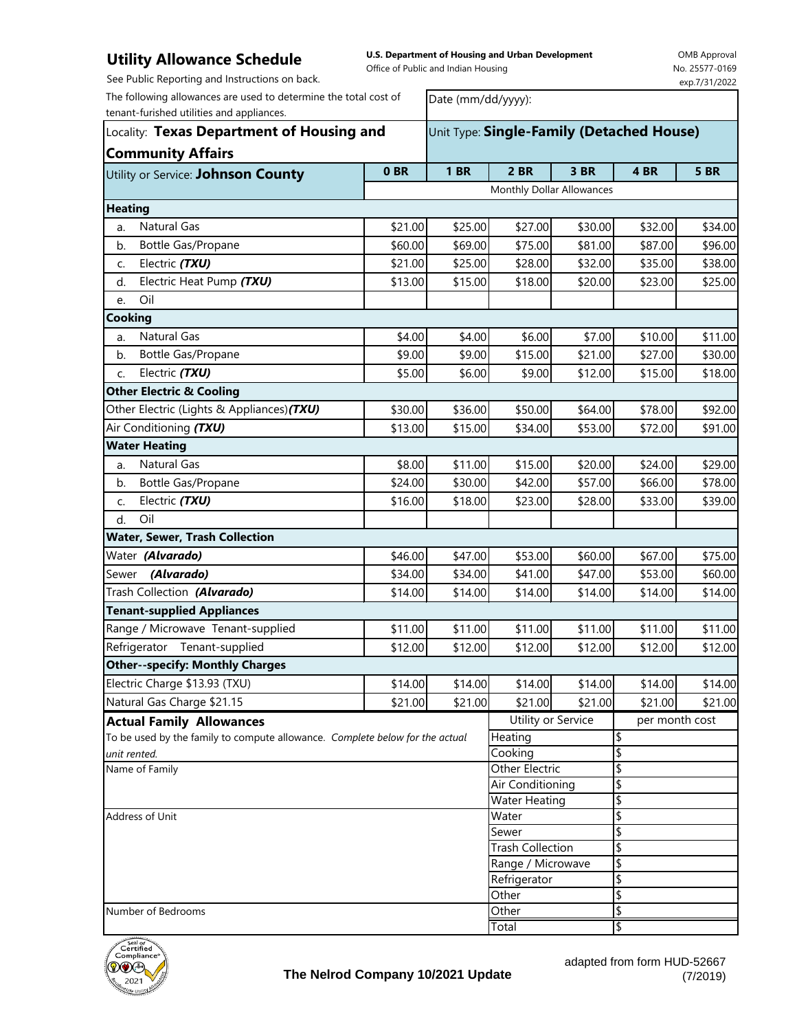# Utility Allowance Schedule

**U.S. Department of Housing and Urban Development**
Office of Public and Indian Housing

OMB Approval No. 25577-0169 exp.7/31/2022

See Public Reporting and Instructions on back.

The following allowances are used to determine the total cost of tenant-furished utilities and appliances.

Date (mm/dd/yyyy):

Locality: **Texas Department of Housing and Community Affairs**

Unit Type: **Single-Family (Detached House)**

| Utility or Service: **Johnson County** | 0 BR | 1 BR | 2 BR | 3 BR | 4 BR | 5 BR |
|---|---|---|---|---|---|---|
| | Monthly Dollar Allowances | | | | | |
| **Heating** | | | | | | |
| a. Natural Gas | $21.00 | $25.00 | $27.00 | $30.00 | $32.00 | $34.00 |
| b. Bottle Gas/Propane | $60.00 | $69.00 | $75.00 | $81.00 | $87.00 | $96.00 |
| c. Electric ***(TXU)*** | $21.00 | $25.00 | $28.00 | $32.00 | $35.00 | $38.00 |
| d. Electric Heat Pump ***(TXU)*** | $13.00 | $15.00 | $18.00 | $20.00 | $23.00 | $25.00 |
| e. Oil | | | | | | |
| **Cooking** | | | | | | |
| a. Natural Gas | $4.00 | $4.00 | $6.00 | $7.00 | $10.00 | $11.00 |
| b. Bottle Gas/Propane | $9.00 | $9.00 | $15.00 | $21.00 | $27.00 | $30.00 |
| c. Electric ***(TXU)*** | $5.00 | $6.00 | $9.00 | $12.00 | $15.00 | $18.00 |
| **Other Electric & Cooling** | | | | | | |
| Other Electric (Lights & Appliances)***(TXU)*** | $30.00 | $36.00 | $50.00 | $64.00 | $78.00 | $92.00 |
| Air Conditioning ***(TXU)*** | $13.00 | $15.00 | $34.00 | $53.00 | $72.00 | $91.00 |
| **Water Heating** | | | | | | |
| a. Natural Gas | $8.00 | $11.00 | $15.00 | $20.00 | $24.00 | $29.00 |
| b. Bottle Gas/Propane | $24.00 | $30.00 | $42.00 | $57.00 | $66.00 | $78.00 |
| c. Electric ***(TXU)*** | $16.00 | $18.00 | $23.00 | $28.00 | $33.00 | $39.00 |
| d. Oil | | | | | | |
| **Water, Sewer, Trash Collection** | | | | | | |
| Water ***(Alvarado)*** | $46.00 | $47.00 | $53.00 | $60.00 | $67.00 | $75.00 |
| Sewer ***(Alvarado)*** | $34.00 | $34.00 | $41.00 | $47.00 | $53.00 | $60.00 |
| Trash Collection ***(Alvarado)*** | $14.00 | $14.00 | $14.00 | $14.00 | $14.00 | $14.00 |
| **Tenant-supplied Appliances** | | | | | | |
| Range / Microwave Tenant-supplied | $11.00 | $11.00 | $11.00 | $11.00 | $11.00 | $11.00 |
| Refrigerator Tenant-supplied | $12.00 | $12.00 | $12.00 | $12.00 | $12.00 | $12.00 |
| **Other--specify: Monthly Charges** | | | | | | |
| Electric Charge $13.93 (TXU) | $14.00 | $14.00 | $14.00 | $14.00 | $14.00 | $14.00 |
| Natural Gas Charge $21.15 | $21.00 | $21.00 | $21.00 | $21.00 | $21.00 | $21.00 |

**Actual Family Allowances**

To be used by the family to compute allowance. *Complete below for the actual unit rented.*

Name of Family

Address of Unit

Number of Bedrooms

| Utility or Service | per month cost |
|---|---|
| Heating | $ |
| Cooking | $ |
| Other Electric | $ |
| Air Conditioning | $ |
| Water Heating | $ |
| Water | $ |
| Sewer | $ |
| Trash Collection | $ |
| Range / Microwave | $ |
| Refrigerator | $ |
| Other | $ |
| Other | $ |
| Total | $ |

Seal of Certified Compliance 2021

**The Nelrod Company 10/2021 Update**

adapted from form HUD-52667 (7/2019)